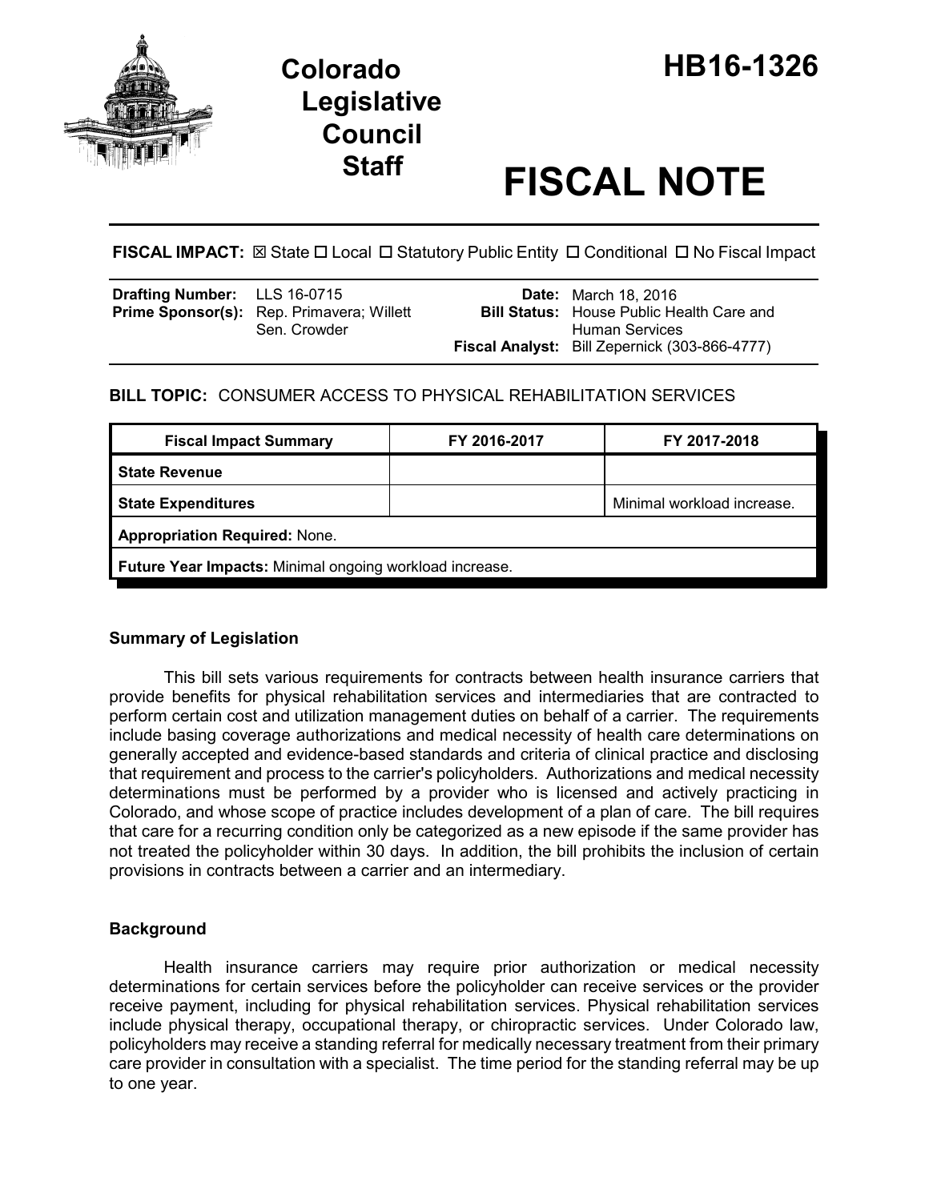# Colorado Legislative Council Staff

# HB16-1326

# FISCAL NOTE

**FISCAL IMPACT:** ☒ State ☐ Local ☐ Statutory Public Entity ☐ Conditional ☐ No Fiscal Impact

| | | | |
|---|---|---|---|
| **Drafting Number:** | LLS 16-0715 | **Date:** | March 18, 2016 |
| **Prime Sponsor(s):** | Rep. Primavera; Willett<br>Sen. Crowder | **Bill Status:** | House Public Health Care and Human Services |
| | | **Fiscal Analyst:** | Bill Zepernick (303-866-4777) |

## BILL TOPIC: CONSUMER ACCESS TO PHYSICAL REHABILITATION SERVICES

| Fiscal Impact Summary | FY 2016-2017 | FY 2017-2018 |
|---|---|---|
| **State Revenue** | | |
| **State Expenditures** | | Minimal workload increase. |
| **Appropriation Required:** None. | | |
| **Future Year Impacts:** Minimal ongoing workload increase. | | |

### Summary of Legislation

This bill sets various requirements for contracts between health insurance carriers that provide benefits for physical rehabilitation services and intermediaries that are contracted to perform certain cost and utilization management duties on behalf of a carrier. The requirements include basing coverage authorizations and medical necessity of health care determinations on generally accepted and evidence-based standards and criteria of clinical practice and disclosing that requirement and process to the carrier's policyholders. Authorizations and medical necessity determinations must be performed by a provider who is licensed and actively practicing in Colorado, and whose scope of practice includes development of a plan of care. The bill requires that care for a recurring condition only be categorized as a new episode if the same provider has not treated the policyholder within 30 days. In addition, the bill prohibits the inclusion of certain provisions in contracts between a carrier and an intermediary.

### Background

Health insurance carriers may require prior authorization or medical necessity determinations for certain services before the policyholder can receive services or the provider receive payment, including for physical rehabilitation services. Physical rehabilitation services include physical therapy, occupational therapy, or chiropractic services. Under Colorado law, policyholders may receive a standing referral for medically necessary treatment from their primary care provider in consultation with a specialist. The time period for the standing referral may be up to one year.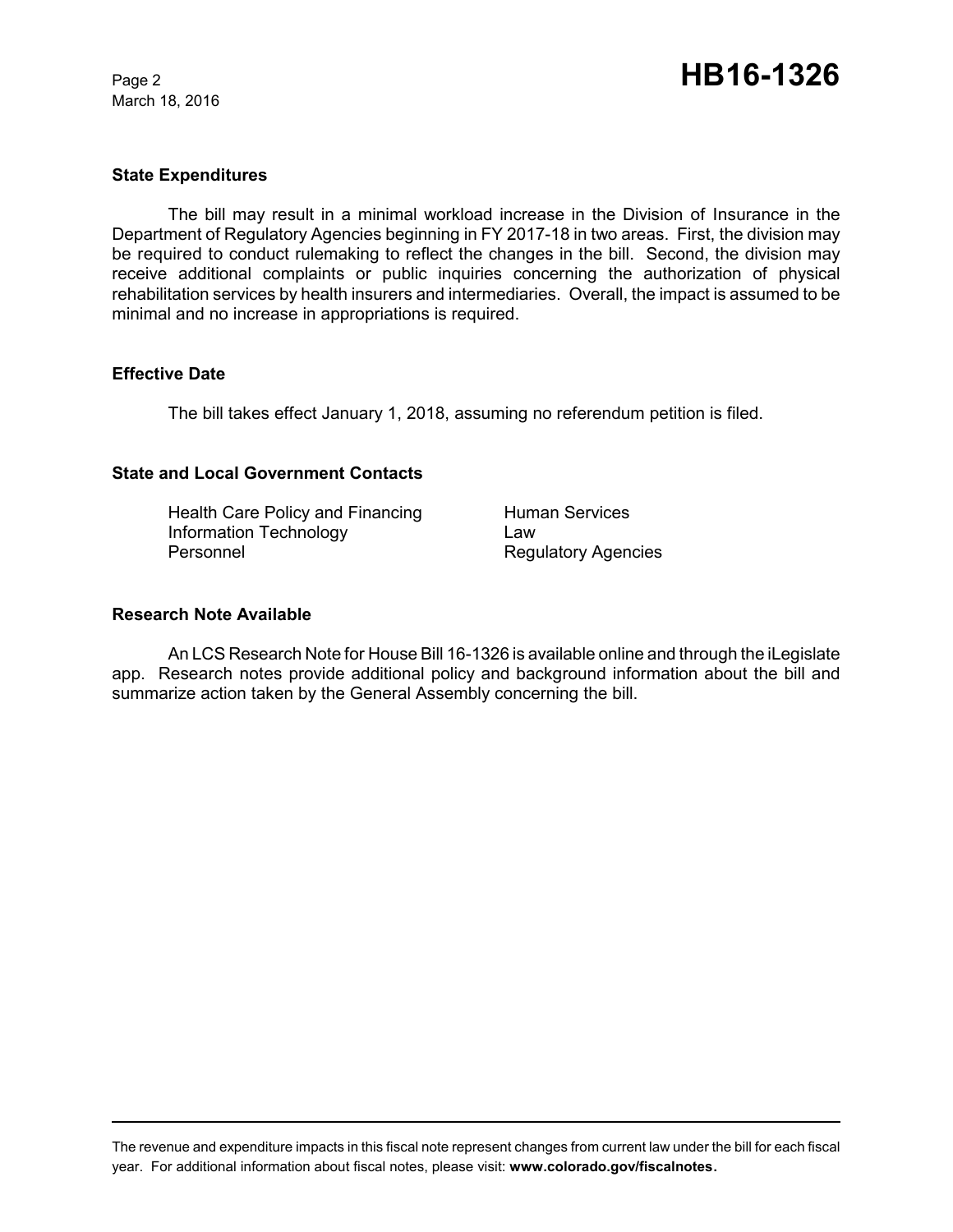## State Expenditures

The bill may result in a minimal workload increase in the Division of Insurance in the Department of Regulatory Agencies beginning in FY 2017-18 in two areas. First, the division may be required to conduct rulemaking to reflect the changes in the bill. Second, the division may receive additional complaints or public inquiries concerning the authorization of physical rehabilitation services by health insurers and intermediaries. Overall, the impact is assumed to be minimal and no increase in appropriations is required.

## Effective Date

The bill takes effect January 1, 2018, assuming no referendum petition is filed.

## State and Local Government Contacts

| | |
|---|---|
| Health Care Policy and Financing | Human Services |
| Information Technology | Law |
| Personnel | Regulatory Agencies |

## Research Note Available

An LCS Research Note for House Bill 16-1326 is available online and through the iLegislate app. Research notes provide additional policy and background information about the bill and summarize action taken by the General Assembly concerning the bill.

The revenue and expenditure impacts in this fiscal note represent changes from current law under the bill for each fiscal year. For additional information about fiscal notes, please visit: **www.colorado.gov/fiscalnotes.**